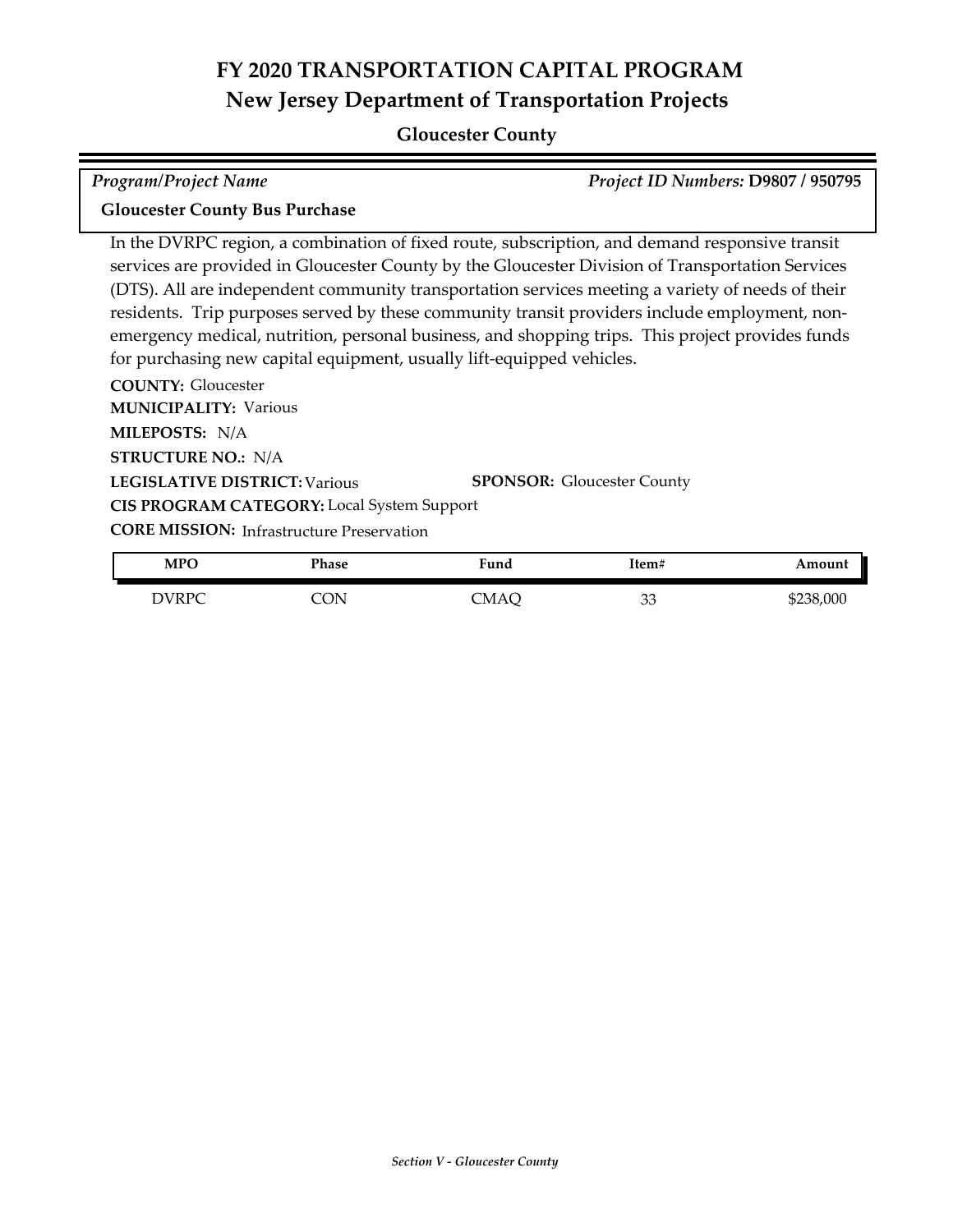# FY 2020 TRANSPORTATION CAPITAL PROGRAM
## New Jersey Department of Transportation Projects

### Gloucester County

*Program/Project Name* — *Project ID Numbers:* **D9807 / 950795**

**Gloucester County Bus Purchase**

In the DVRPC region, a combination of fixed route, subscription, and demand responsive transit services are provided in Gloucester County by the Gloucester Division of Transportation Services (DTS). All are independent community transportation services meeting a variety of needs of their residents. Trip purposes served by these community transit providers include employment, non-emergency medical, nutrition, personal business, and shopping trips. This project provides funds for purchasing new capital equipment, usually lift-equipped vehicles.

**COUNTY:** Gloucester

**MUNICIPALITY:** Various

**MILEPOSTS:** N/A

**STRUCTURE NO.:** N/A

**LEGISLATIVE DISTRICT:** Various

**SPONSOR:** Gloucester County

**CIS PROGRAM CATEGORY:** Local System Support

**CORE MISSION:** Infrastructure Preservation

| MPO | Phase | Fund | Item# | Amount |
| --- | --- | --- | --- | --- |
| DVRPC | CON | CMAQ | 33 | $238,000 |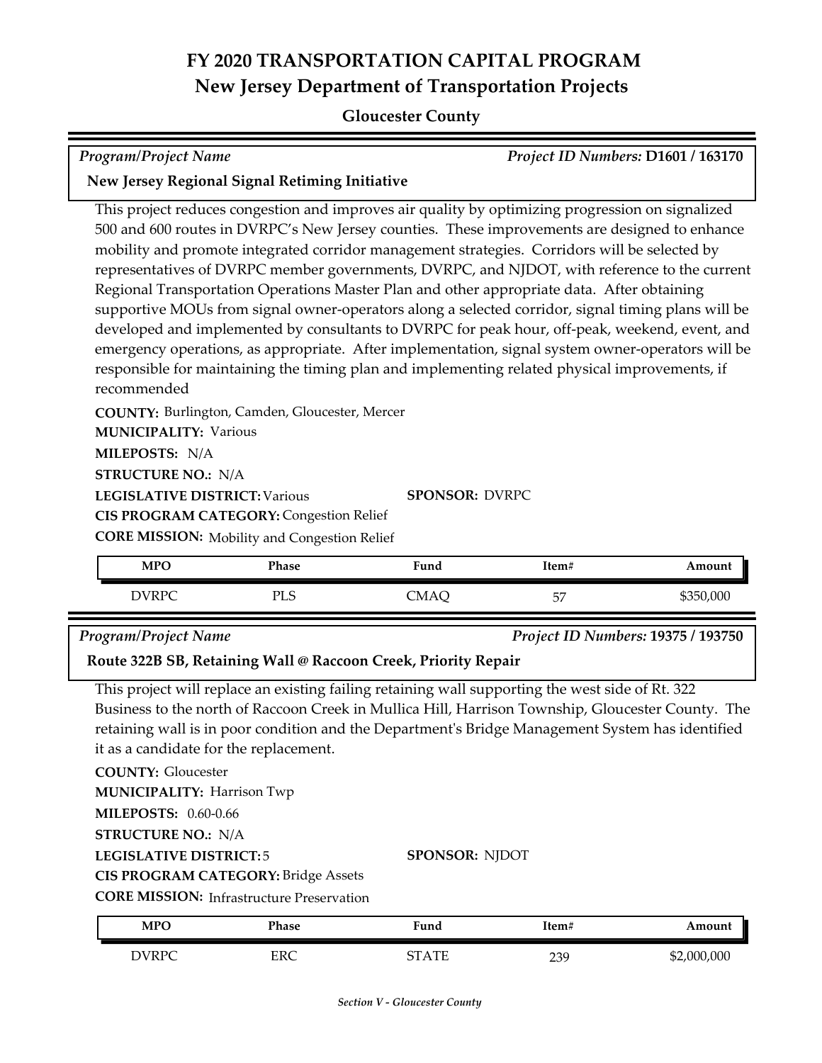# FY 2020 TRANSPORTATION CAPITAL PROGRAM

## New Jersey Department of Transportation Projects

### Gloucester County

*Program/Project Name* *Project ID Numbers:* **D1601 / 163170**

**New Jersey Regional Signal Retiming Initiative**

This project reduces congestion and improves air quality by optimizing progression on signalized 500 and 600 routes in DVRPC's New Jersey counties. These improvements are designed to enhance mobility and promote integrated corridor management strategies. Corridors will be selected by representatives of DVRPC member governments, DVRPC, and NJDOT, with reference to the current Regional Transportation Operations Master Plan and other appropriate data. After obtaining supportive MOUs from signal owner-operators along a selected corridor, signal timing plans will be developed and implemented by consultants to DVRPC for peak hour, off-peak, weekend, event, and emergency operations, as appropriate. After implementation, signal system owner-operators will be responsible for maintaining the timing plan and implementing related physical improvements, if recommended

**COUNTY:** Burlington, Camden, Gloucester, Mercer
**MUNICIPALITY:** Various
**MILEPOSTS:** N/A
**STRUCTURE NO.:** N/A
**LEGISLATIVE DISTRICT:** Various
**SPONSOR:** DVRPC
**CIS PROGRAM CATEGORY:** Congestion Relief
**CORE MISSION:** Mobility and Congestion Relief

| MPO | Phase | Fund | Item# | Amount |
|---|---|---|---|---|
| DVRPC | PLS | CMAQ | 57 | $350,000 |

*Program/Project Name* *Project ID Numbers:* **19375 / 193750**

**Route 322B SB, Retaining Wall @ Raccoon Creek, Priority Repair**

This project will replace an existing failing retaining wall supporting the west side of Rt. 322 Business to the north of Raccoon Creek in Mullica Hill, Harrison Township, Gloucester County. The retaining wall is in poor condition and the Department's Bridge Management System has identified it as a candidate for the replacement.

**COUNTY:** Gloucester
**MUNICIPALITY:** Harrison Twp
**MILEPOSTS:** 0.60-0.66
**STRUCTURE NO.:** N/A
**LEGISLATIVE DISTRICT:** 5
**SPONSOR:** NJDOT
**CIS PROGRAM CATEGORY:** Bridge Assets
**CORE MISSION:** Infrastructure Preservation

| MPO | Phase | Fund | Item# | Amount |
|---|---|---|---|---|
| DVRPC | ERC | STATE | 239 | $2,000,000 |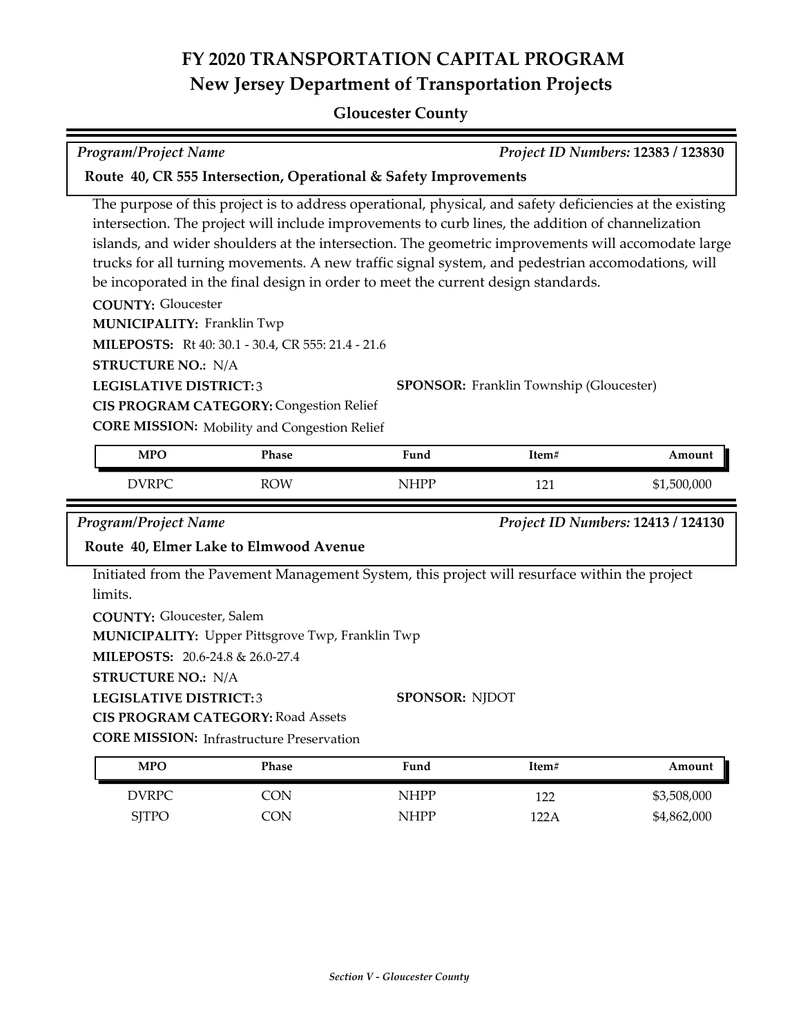# FY 2020 TRANSPORTATION CAPITAL PROGRAM
## New Jersey Department of Transportation Projects

### Gloucester County

*Program/Project Name* — *Project ID Numbers:* **12383 / 123830**

**Route 40, CR 555 Intersection, Operational & Safety Improvements**

The purpose of this project is to address operational, physical, and safety deficiencies at the existing intersection. The project will include improvements to curb lines, the addition of channelization islands, and wider shoulders at the intersection. The geometric improvements will accomodate large trucks for all turning movements. A new traffic signal system, and pedestrian accomodations, will be incoporated in the final design in order to meet the current design standards.

**COUNTY:** Gloucester
**MUNICIPALITY:** Franklin Twp
**MILEPOSTS:** Rt 40: 30.1 - 30.4, CR 555: 21.4 - 21.6
**STRUCTURE NO.:** N/A
**LEGISLATIVE DISTRICT:** 3
**SPONSOR:** Franklin Township (Gloucester)
**CIS PROGRAM CATEGORY:** Congestion Relief
**CORE MISSION:** Mobility and Congestion Relief

| MPO | Phase | Fund | Item# | Amount |
|---|---|---|---|---|
| DVRPC | ROW | NHPP | 121 | $1,500,000 |

*Program/Project Name* — *Project ID Numbers:* **12413 / 124130**

**Route 40, Elmer Lake to Elmwood Avenue**

Initiated from the Pavement Management System, this project will resurface within the project limits.

**COUNTY:** Gloucester, Salem
**MUNICIPALITY:** Upper Pittsgrove Twp, Franklin Twp
**MILEPOSTS:** 20.6-24.8 & 26.0-27.4
**STRUCTURE NO.:** N/A
**LEGISLATIVE DISTRICT:** 3
**SPONSOR:** NJDOT
**CIS PROGRAM CATEGORY:** Road Assets
**CORE MISSION:** Infrastructure Preservation

| MPO | Phase | Fund | Item# | Amount |
|---|---|---|---|---|
| DVRPC | CON | NHPP | 122 | $3,508,000 |
| SJTPO | CON | NHPP | 122A | $4,862,000 |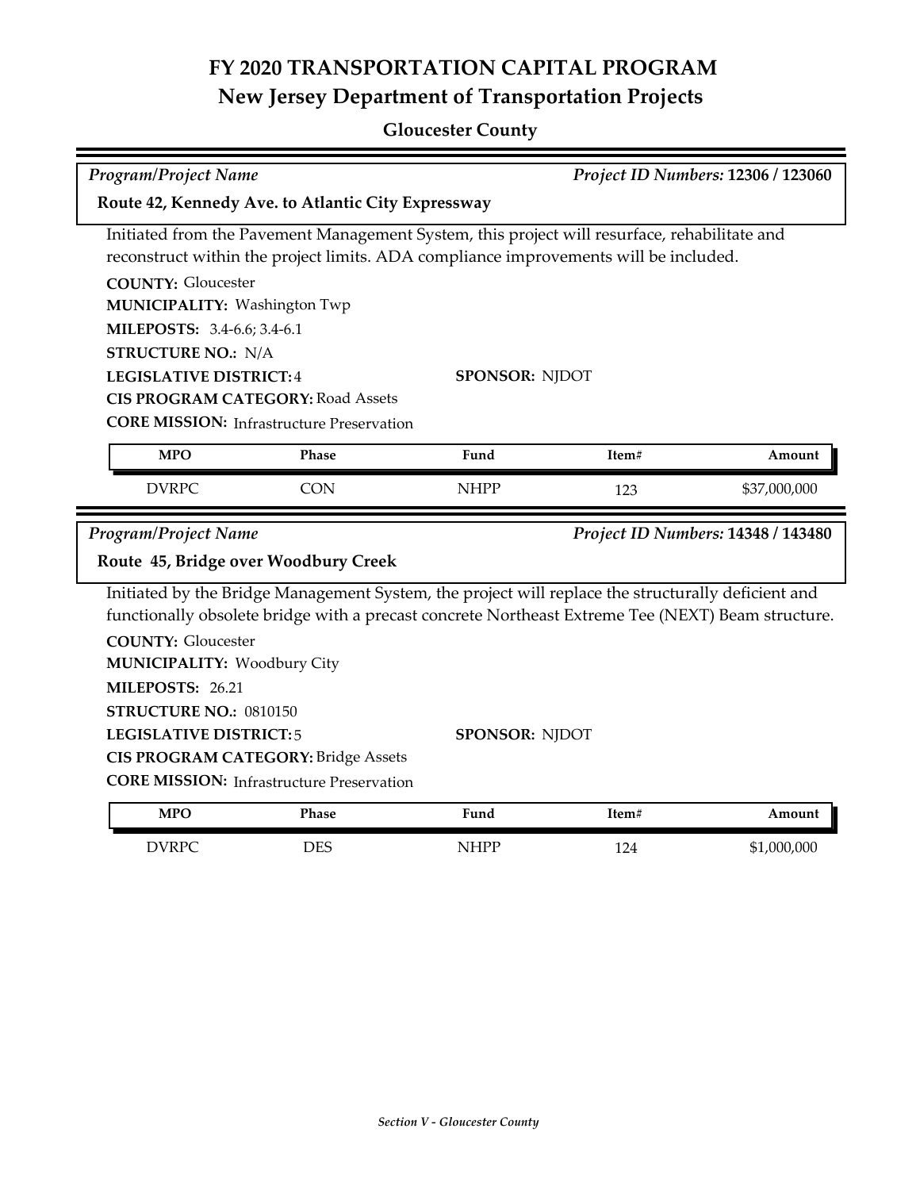# FY 2020 TRANSPORTATION CAPITAL PROGRAM
## New Jersey Department of Transportation Projects

### Gloucester County

*Program/Project Name* — *Project ID Numbers:* **12306 / 123060**

**Route 42, Kennedy Ave. to Atlantic City Expressway**

Initiated from the Pavement Management System, this project will resurface, rehabilitate and reconstruct within the project limits. ADA compliance improvements will be included.

**COUNTY:** Gloucester
**MUNICIPALITY:** Washington Twp
**MILEPOSTS:** 3.4-6.6; 3.4-6.1
**STRUCTURE NO.:** N/A
**LEGISLATIVE DISTRICT:** 4
**SPONSOR:** NJDOT
**CIS PROGRAM CATEGORY:** Road Assets
**CORE MISSION:** Infrastructure Preservation

| MPO | Phase | Fund | Item# | Amount |
|---|---|---|---|---|
| DVRPC | CON | NHPP | 123 | $37,000,000 |

*Program/Project Name* — *Project ID Numbers:* **14348 / 143480**

**Route 45, Bridge over Woodbury Creek**

Initiated by the Bridge Management System, the project will replace the structurally deficient and functionally obsolete bridge with a precast concrete Northeast Extreme Tee (NEXT) Beam structure.

**COUNTY:** Gloucester
**MUNICIPALITY:** Woodbury City
**MILEPOSTS:** 26.21
**STRUCTURE NO.:** 0810150
**LEGISLATIVE DISTRICT:** 5
**SPONSOR:** NJDOT
**CIS PROGRAM CATEGORY:** Bridge Assets
**CORE MISSION:** Infrastructure Preservation

| MPO | Phase | Fund | Item# | Amount |
|---|---|---|---|---|
| DVRPC | DES | NHPP | 124 | $1,000,000 |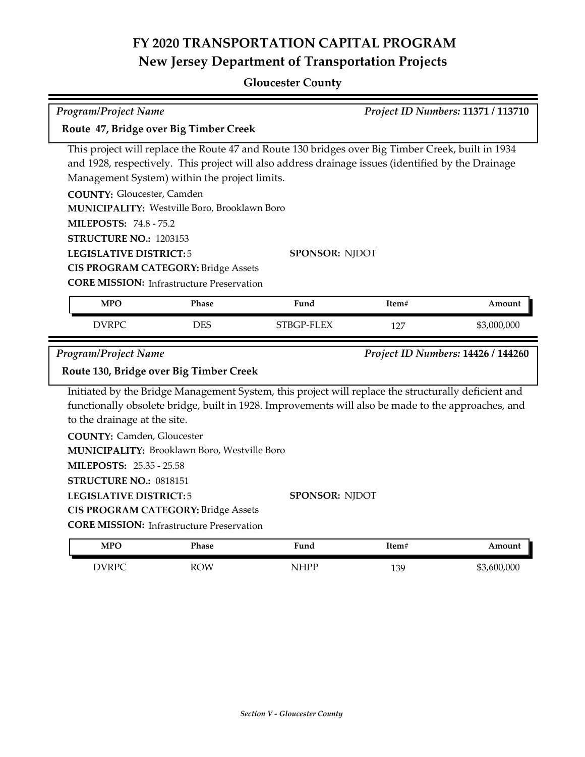# FY 2020 TRANSPORTATION CAPITAL PROGRAM
## New Jersey Department of Transportation Projects

### Gloucester County

*Program/Project Name* | *Project ID Numbers:* **11371 / 113710**

**Route 47, Bridge over Big Timber Creek**

This project will replace the Route 47 and Route 130 bridges over Big Timber Creek, built in 1934 and 1928, respectively. This project will also address drainage issues (identified by the Drainage Management System) within the project limits.

**COUNTY:** Gloucester, Camden
**MUNICIPALITY:** Westville Boro, Brooklawn Boro
**MILEPOSTS:** 74.8 - 75.2
**STRUCTURE NO.:** 1203153
**LEGISLATIVE DISTRICT:** 5
**SPONSOR:** NJDOT
**CIS PROGRAM CATEGORY:** Bridge Assets
**CORE MISSION:** Infrastructure Preservation

| MPO | Phase | Fund | Item# | Amount |
|---|---|---|---|---|
| DVRPC | DES | STBGP-FLEX | 127 | $3,000,000 |

*Program/Project Name* | *Project ID Numbers:* **14426 / 144260**

**Route 130, Bridge over Big Timber Creek**

Initiated by the Bridge Management System, this project will replace the structurally deficient and functionally obsolete bridge, built in 1928. Improvements will also be made to the approaches, and to the drainage at the site.

**COUNTY:** Camden, Gloucester
**MUNICIPALITY:** Brooklawn Boro, Westville Boro
**MILEPOSTS:** 25.35 - 25.58
**STRUCTURE NO.:** 0818151
**LEGISLATIVE DISTRICT:** 5
**SPONSOR:** NJDOT
**CIS PROGRAM CATEGORY:** Bridge Assets
**CORE MISSION:** Infrastructure Preservation

| MPO | Phase | Fund | Item# | Amount |
|---|---|---|---|---|
| DVRPC | ROW | NHPP | 139 | $3,600,000 |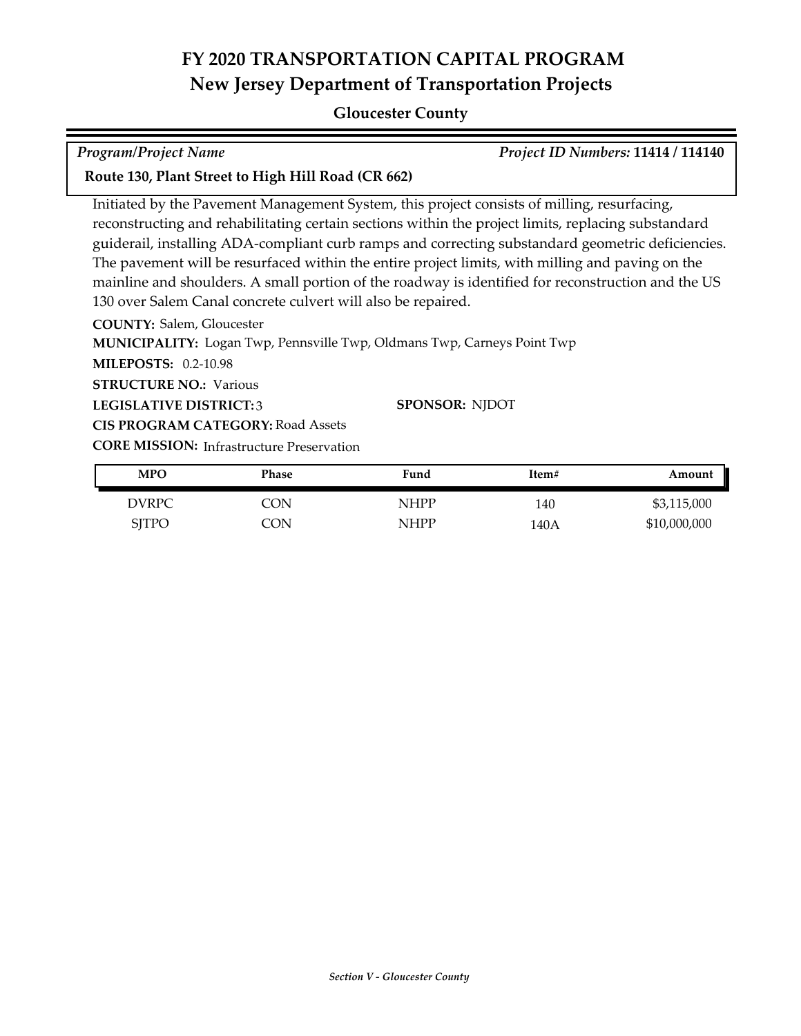# FY 2020 TRANSPORTATION CAPITAL PROGRAM
## New Jersey Department of Transportation Projects

### Gloucester County

*Program/Project Name* — *Project ID Numbers:* **11414 / 114140**

**Route 130, Plant Street to High Hill Road (CR 662)**

Initiated by the Pavement Management System, this project consists of milling, resurfacing, reconstructing and rehabilitating certain sections within the project limits, replacing substandard guiderail, installing ADA-compliant curb ramps and correcting substandard geometric deficiencies. The pavement will be resurfaced within the entire project limits, with milling and paving on the mainline and shoulders. A small portion of the roadway is identified for reconstruction and the US 130 over Salem Canal concrete culvert will also be repaired.

**COUNTY:** Salem, Gloucester

**MUNICIPALITY:** Logan Twp, Pennsville Twp, Oldmans Twp, Carneys Point Twp

**MILEPOSTS:** 0.2-10.98

**STRUCTURE NO.:** Various

**LEGISLATIVE DISTRICT:** 3

**SPONSOR:** NJDOT

**CIS PROGRAM CATEGORY:** Road Assets

**CORE MISSION:** Infrastructure Preservation

| MPO | Phase | Fund | Item# | Amount |
|---|---|---|---|---|
| DVRPC | CON | NHPP | 140 | $3,115,000 |
| SJTPO | CON | NHPP | 140A | $10,000,000 |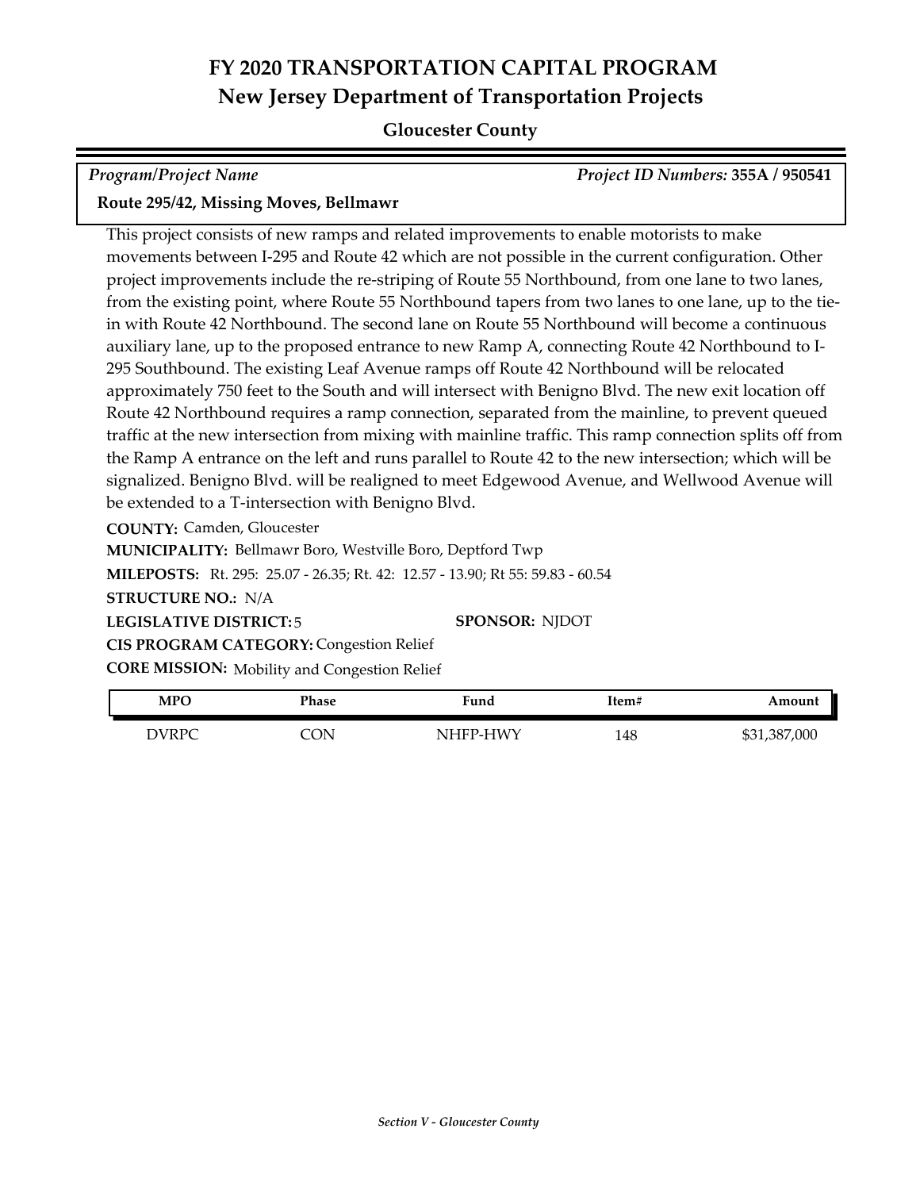# FY 2020 TRANSPORTATION CAPITAL PROGRAM
## New Jersey Department of Transportation Projects

### Gloucester County

*Program/Project Name* *Project ID Numbers:* **355A / 950541**

**Route 295/42, Missing Moves, Bellmawr**

This project consists of new ramps and related improvements to enable motorists to make movements between I-295 and Route 42 which are not possible in the current configuration. Other project improvements include the re-striping of Route 55 Northbound, from one lane to two lanes, from the existing point, where Route 55 Northbound tapers from two lanes to one lane, up to the tie-in with Route 42 Northbound. The second lane on Route 55 Northbound will become a continuous auxiliary lane, up to the proposed entrance to new Ramp A, connecting Route 42 Northbound to I-295 Southbound. The existing Leaf Avenue ramps off Route 42 Northbound will be relocated approximately 750 feet to the South and will intersect with Benigno Blvd. The new exit location off Route 42 Northbound requires a ramp connection, separated from the mainline, to prevent queued traffic at the new intersection from mixing with mainline traffic. This ramp connection splits off from the Ramp A entrance on the left and runs parallel to Route 42 to the new intersection; which will be signalized. Benigno Blvd. will be realigned to meet Edgewood Avenue, and Wellwood Avenue will be extended to a T-intersection with Benigno Blvd.

**COUNTY:** Camden, Gloucester

**MUNICIPALITY:** Bellmawr Boro, Westville Boro, Deptford Twp

**MILEPOSTS:** Rt. 295: 25.07 - 26.35; Rt. 42: 12.57 - 13.90; Rt 55: 59.83 - 60.54

**STRUCTURE NO.:** N/A

**LEGISLATIVE DISTRICT:** 5

**SPONSOR:** NJDOT

**CIS PROGRAM CATEGORY:** Congestion Relief

**CORE MISSION:** Mobility and Congestion Relief

| MPO | Phase | Fund | Item# | Amount |
|---|---|---|---|---|
| DVRPC | CON | NHFP-HWY | 148 | $31,387,000 |